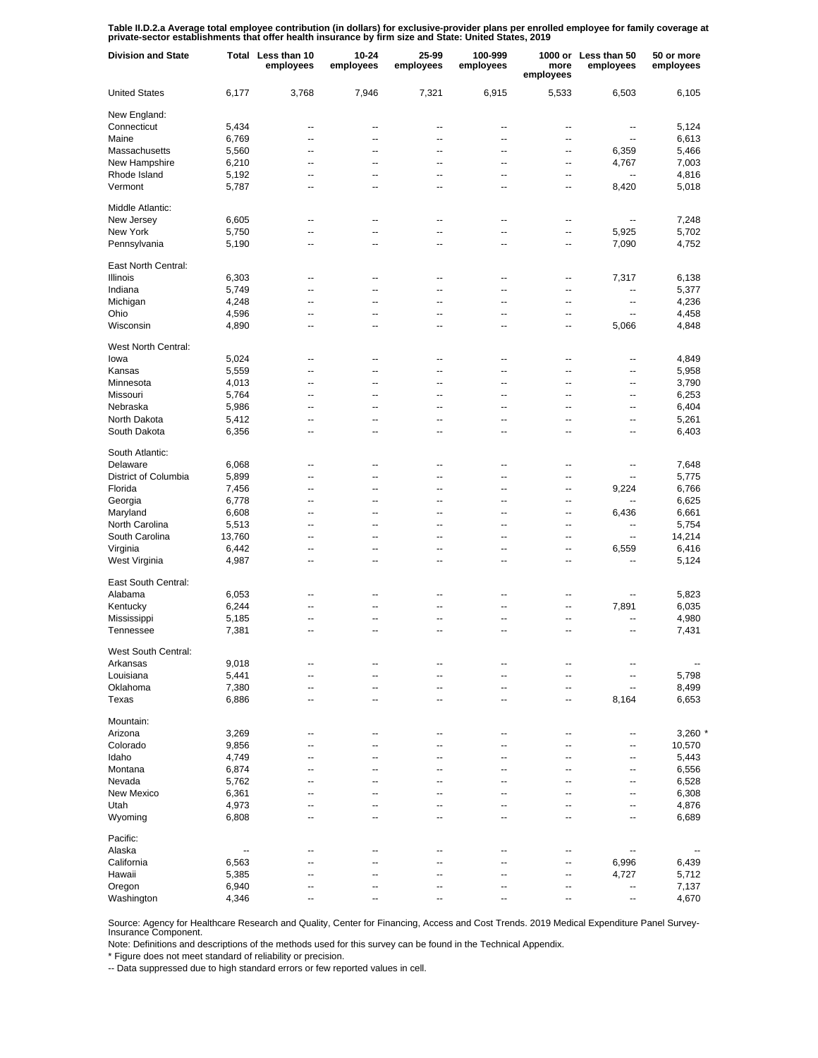**Table II.D.2.a Average total employee contribution (in dollars) for exclusive-provider plans per enrolled employee for family coverage at private-sector establishments that offer health insurance by firm size and State: United States, 2019**

| Division and State | Total | Less than 10 employees | 10-24 employees | 25-99 employees | 100-999 employees | 1000 or more employees | Less than 50 employees | 50 or more employees |
|---|---|---|---|---|---|---|---|---|
| United States | 6,177 | 3,768 | 7,946 | 7,321 | 6,915 | 5,533 | 6,503 | 6,105 |
| New England: | | | | | | | | |
| Connecticut | 5,434 | -- | -- | -- | -- | -- | -- | 5,124 |
| Maine | 6,769 | -- | -- | -- | -- | -- | -- | 6,613 |
| Massachusetts | 5,560 | -- | -- | -- | -- | -- | 6,359 | 5,466 |
| New Hampshire | 6,210 | -- | -- | -- | -- | -- | 4,767 | 7,003 |
| Rhode Island | 5,192 | -- | -- | -- | -- | -- | -- | 4,816 |
| Vermont | 5,787 | -- | -- | -- | -- | -- | 8,420 | 5,018 |
| Middle Atlantic: | | | | | | | | |
| New Jersey | 6,605 | -- | -- | -- | -- | -- | -- | 7,248 |
| New York | 5,750 | -- | -- | -- | -- | -- | 5,925 | 5,702 |
| Pennsylvania | 5,190 | -- | -- | -- | -- | -- | 7,090 | 4,752 |
| East North Central: | | | | | | | | |
| Illinois | 6,303 | -- | -- | -- | -- | -- | 7,317 | 6,138 |
| Indiana | 5,749 | -- | -- | -- | -- | -- | -- | 5,377 |
| Michigan | 4,248 | -- | -- | -- | -- | -- | -- | 4,236 |
| Ohio | 4,596 | -- | -- | -- | -- | -- | -- | 4,458 |
| Wisconsin | 4,890 | -- | -- | -- | -- | -- | 5,066 | 4,848 |
| West North Central: | | | | | | | | |
| Iowa | 5,024 | -- | -- | -- | -- | -- | -- | 4,849 |
| Kansas | 5,559 | -- | -- | -- | -- | -- | -- | 5,958 |
| Minnesota | 4,013 | -- | -- | -- | -- | -- | -- | 3,790 |
| Missouri | 5,764 | -- | -- | -- | -- | -- | -- | 6,253 |
| Nebraska | 5,986 | -- | -- | -- | -- | -- | -- | 6,404 |
| North Dakota | 5,412 | -- | -- | -- | -- | -- | -- | 5,261 |
| South Dakota | 6,356 | -- | -- | -- | -- | -- | -- | 6,403 |
| South Atlantic: | | | | | | | | |
| Delaware | 6,068 | -- | -- | -- | -- | -- | -- | 7,648 |
| District of Columbia | 5,899 | -- | -- | -- | -- | -- | -- | 5,775 |
| Florida | 7,456 | -- | -- | -- | -- | -- | 9,224 | 6,766 |
| Georgia | 6,778 | -- | -- | -- | -- | -- | -- | 6,625 |
| Maryland | 6,608 | -- | -- | -- | -- | -- | 6,436 | 6,661 |
| North Carolina | 5,513 | -- | -- | -- | -- | -- | -- | 5,754 |
| South Carolina | 13,760 | -- | -- | -- | -- | -- | -- | 14,214 |
| Virginia | 6,442 | -- | -- | -- | -- | -- | 6,559 | 6,416 |
| West Virginia | 4,987 | -- | -- | -- | -- | -- | -- | 5,124 |
| East South Central: | | | | | | | | |
| Alabama | 6,053 | -- | -- | -- | -- | -- | -- | 5,823 |
| Kentucky | 6,244 | -- | -- | -- | -- | -- | 7,891 | 6,035 |
| Mississippi | 5,185 | -- | -- | -- | -- | -- | -- | 4,980 |
| Tennessee | 7,381 | -- | -- | -- | -- | -- | -- | 7,431 |
| West South Central: | | | | | | | | |
| Arkansas | 9,018 | -- | -- | -- | -- | -- | -- | -- |
| Louisiana | 5,441 | -- | -- | -- | -- | -- | -- | 5,798 |
| Oklahoma | 7,380 | -- | -- | -- | -- | -- | -- | 8,499 |
| Texas | 6,886 | -- | -- | -- | -- | -- | 8,164 | 6,653 |
| Mountain: | | | | | | | | |
| Arizona | 3,269 | -- | -- | -- | -- | -- | -- | 3,260 * |
| Colorado | 9,856 | -- | -- | -- | -- | -- | -- | 10,570 |
| Idaho | 4,749 | -- | -- | -- | -- | -- | -- | 5,443 |
| Montana | 6,874 | -- | -- | -- | -- | -- | -- | 6,556 |
| Nevada | 5,762 | -- | -- | -- | -- | -- | -- | 6,528 |
| New Mexico | 6,361 | -- | -- | -- | -- | -- | -- | 6,308 |
| Utah | 4,973 | -- | -- | -- | -- | -- | -- | 4,876 |
| Wyoming | 6,808 | -- | -- | -- | -- | -- | -- | 6,689 |
| Pacific: | | | | | | | | |
| Alaska | -- | -- | -- | -- | -- | -- | -- | -- |
| California | 6,563 | -- | -- | -- | -- | -- | 6,996 | 6,439 |
| Hawaii | 5,385 | -- | -- | -- | -- | -- | 4,727 | 5,712 |
| Oregon | 6,940 | -- | -- | -- | -- | -- | -- | 7,137 |
| Washington | 4,346 | -- | -- | -- | -- | -- | -- | 4,670 |

Source: Agency for Healthcare Research and Quality, Center for Financing, Access and Cost Trends. 2019 Medical Expenditure Panel Survey-Insurance Component.

Note: Definitions and descriptions of the methods used for this survey can be found in the Technical Appendix.

* Figure does not meet standard of reliability or precision.

-- Data suppressed due to high standard errors or few reported values in cell.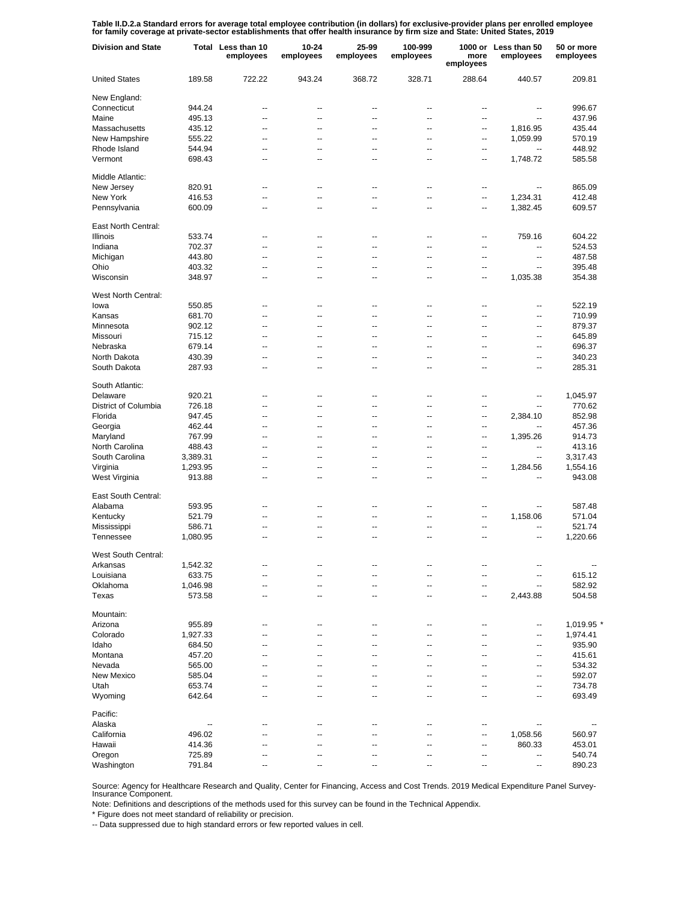**Table II.D.2.a Standard errors for average total employee contribution (in dollars) for exclusive-provider plans per enrolled employee for family coverage at private-sector establishments that offer health insurance by firm size and State: United States, 2019**

| Division and State | Total | Less than 10 employees | 10-24 employees | 25-99 employees | 100-999 employees | 1000 or more employees | Less than 50 employees | 50 or more employees |
|---|---|---|---|---|---|---|---|---|
| United States | 189.58 | 722.22 | 943.24 | 368.72 | 328.71 | 288.64 | 440.57 | 209.81 |
| New England: | | | | | | | | |
| Connecticut | 944.24 | -- | -- | -- | -- | -- | -- | 996.67 |
| Maine | 495.13 | -- | -- | -- | -- | -- | -- | 437.96 |
| Massachusetts | 435.12 | -- | -- | -- | -- | -- | 1,816.95 | 435.44 |
| New Hampshire | 555.22 | -- | -- | -- | -- | -- | 1,059.99 | 570.19 |
| Rhode Island | 544.94 | -- | -- | -- | -- | -- | -- | 448.92 |
| Vermont | 698.43 | -- | -- | -- | -- | -- | 1,748.72 | 585.58 |
| Middle Atlantic: | | | | | | | | |
| New Jersey | 820.91 | -- | -- | -- | -- | -- | -- | 865.09 |
| New York | 416.53 | -- | -- | -- | -- | -- | 1,234.31 | 412.48 |
| Pennsylvania | 600.09 | -- | -- | -- | -- | -- | 1,382.45 | 609.57 |
| East North Central: | | | | | | | | |
| Illinois | 533.74 | -- | -- | -- | -- | -- | 759.16 | 604.22 |
| Indiana | 702.37 | -- | -- | -- | -- | -- | -- | 524.53 |
| Michigan | 443.80 | -- | -- | -- | -- | -- | -- | 487.58 |
| Ohio | 403.32 | -- | -- | -- | -- | -- | -- | 395.48 |
| Wisconsin | 348.97 | -- | -- | -- | -- | -- | 1,035.38 | 354.38 |
| West North Central: | | | | | | | | |
| Iowa | 550.85 | -- | -- | -- | -- | -- | -- | 522.19 |
| Kansas | 681.70 | -- | -- | -- | -- | -- | -- | 710.99 |
| Minnesota | 902.12 | -- | -- | -- | -- | -- | -- | 879.37 |
| Missouri | 715.12 | -- | -- | -- | -- | -- | -- | 645.89 |
| Nebraska | 679.14 | -- | -- | -- | -- | -- | -- | 696.37 |
| North Dakota | 430.39 | -- | -- | -- | -- | -- | -- | 340.23 |
| South Dakota | 287.93 | -- | -- | -- | -- | -- | -- | 285.31 |
| South Atlantic: | | | | | | | | |
| Delaware | 920.21 | -- | -- | -- | -- | -- | -- | 1,045.97 |
| District of Columbia | 726.18 | -- | -- | -- | -- | -- | -- | 770.62 |
| Florida | 947.45 | -- | -- | -- | -- | -- | 2,384.10 | 852.98 |
| Georgia | 462.44 | -- | -- | -- | -- | -- | -- | 457.36 |
| Maryland | 767.99 | -- | -- | -- | -- | -- | 1,395.26 | 914.73 |
| North Carolina | 488.43 | -- | -- | -- | -- | -- | -- | 413.16 |
| South Carolina | 3,389.31 | -- | -- | -- | -- | -- | -- | 3,317.43 |
| Virginia | 1,293.95 | -- | -- | -- | -- | -- | 1,284.56 | 1,554.16 |
| West Virginia | 913.88 | -- | -- | -- | -- | -- | -- | 943.08 |
| East South Central: | | | | | | | | |
| Alabama | 593.95 | -- | -- | -- | -- | -- | -- | 587.48 |
| Kentucky | 521.79 | -- | -- | -- | -- | -- | 1,158.06 | 571.04 |
| Mississippi | 586.71 | -- | -- | -- | -- | -- | -- | 521.74 |
| Tennessee | 1,080.95 | -- | -- | -- | -- | -- | -- | 1,220.66 |
| West South Central: | | | | | | | | |
| Arkansas | 1,542.32 | -- | -- | -- | -- | -- | -- | -- |
| Louisiana | 633.75 | -- | -- | -- | -- | -- | -- | 615.12 |
| Oklahoma | 1,046.98 | -- | -- | -- | -- | -- | -- | 582.92 |
| Texas | 573.58 | -- | -- | -- | -- | -- | 2,443.88 | 504.58 |
| Mountain: | | | | | | | | |
| Arizona | 955.89 | -- | -- | -- | -- | -- | -- | 1,019.95 * |
| Colorado | 1,927.33 | -- | -- | -- | -- | -- | -- | 1,974.41 |
| Idaho | 684.50 | -- | -- | -- | -- | -- | -- | 935.90 |
| Montana | 457.20 | -- | -- | -- | -- | -- | -- | 415.61 |
| Nevada | 565.00 | -- | -- | -- | -- | -- | -- | 534.32 |
| New Mexico | 585.04 | -- | -- | -- | -- | -- | -- | 592.07 |
| Utah | 653.74 | -- | -- | -- | -- | -- | -- | 734.78 |
| Wyoming | 642.64 | -- | -- | -- | -- | -- | -- | 693.49 |
| Pacific: | | | | | | | | |
| Alaska | -- | -- | -- | -- | -- | -- | -- | -- |
| California | 496.02 | -- | -- | -- | -- | -- | 1,058.56 | 560.97 |
| Hawaii | 414.36 | -- | -- | -- | -- | -- | 860.33 | 453.01 |
| Oregon | 725.89 | -- | -- | -- | -- | -- | -- | 540.74 |
| Washington | 791.84 | -- | -- | -- | -- | -- | -- | 890.23 |

Source: Agency for Healthcare Research and Quality, Center for Financing, Access and Cost Trends. 2019 Medical Expenditure Panel Survey-Insurance Component.

Note: Definitions and descriptions of the methods used for this survey can be found in the Technical Appendix.

* Figure does not meet standard of reliability or precision.

-- Data suppressed due to high standard errors or few reported values in cell.